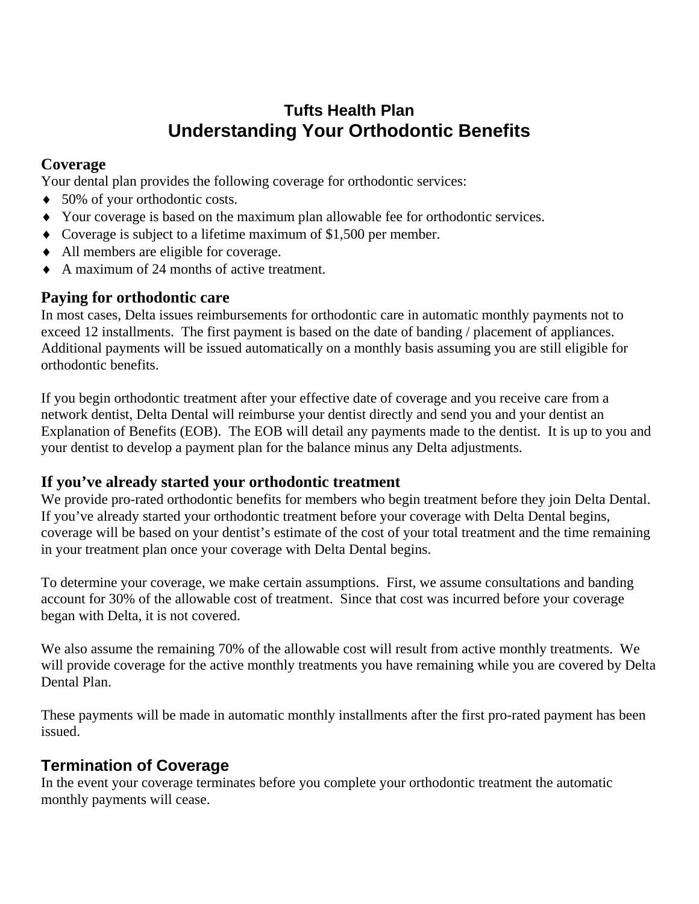# Tufts Health Plan
# Understanding Your Orthodontic Benefits

## Coverage

Your dental plan provides the following coverage for orthodontic services:

- 50% of your orthodontic costs.
- Your coverage is based on the maximum plan allowable fee for orthodontic services.
- Coverage is subject to a lifetime maximum of $1,500 per member.
- All members are eligible for coverage.
- A maximum of 24 months of active treatment.

## Paying for orthodontic care

In most cases, Delta issues reimbursements for orthodontic care in automatic monthly payments not to exceed 12 installments. The first payment is based on the date of banding / placement of appliances. Additional payments will be issued automatically on a monthly basis assuming you are still eligible for orthodontic benefits.

If you begin orthodontic treatment after your effective date of coverage and you receive care from a network dentist, Delta Dental will reimburse your dentist directly and send you and your dentist an Explanation of Benefits (EOB). The EOB will detail any payments made to the dentist. It is up to you and your dentist to develop a payment plan for the balance minus any Delta adjustments.

## If you've already started your orthodontic treatment

We provide pro-rated orthodontic benefits for members who begin treatment before they join Delta Dental. If you've already started your orthodontic treatment before your coverage with Delta Dental begins, coverage will be based on your dentist's estimate of the cost of your total treatment and the time remaining in your treatment plan once your coverage with Delta Dental begins.

To determine your coverage, we make certain assumptions. First, we assume consultations and banding account for 30% of the allowable cost of treatment. Since that cost was incurred before your coverage began with Delta, it is not covered.

We also assume the remaining 70% of the allowable cost will result from active monthly treatments. We will provide coverage for the active monthly treatments you have remaining while you are covered by Delta Dental Plan.

These payments will be made in automatic monthly installments after the first pro-rated payment has been issued.

## Termination of Coverage

In the event your coverage terminates before you complete your orthodontic treatment the automatic monthly payments will cease.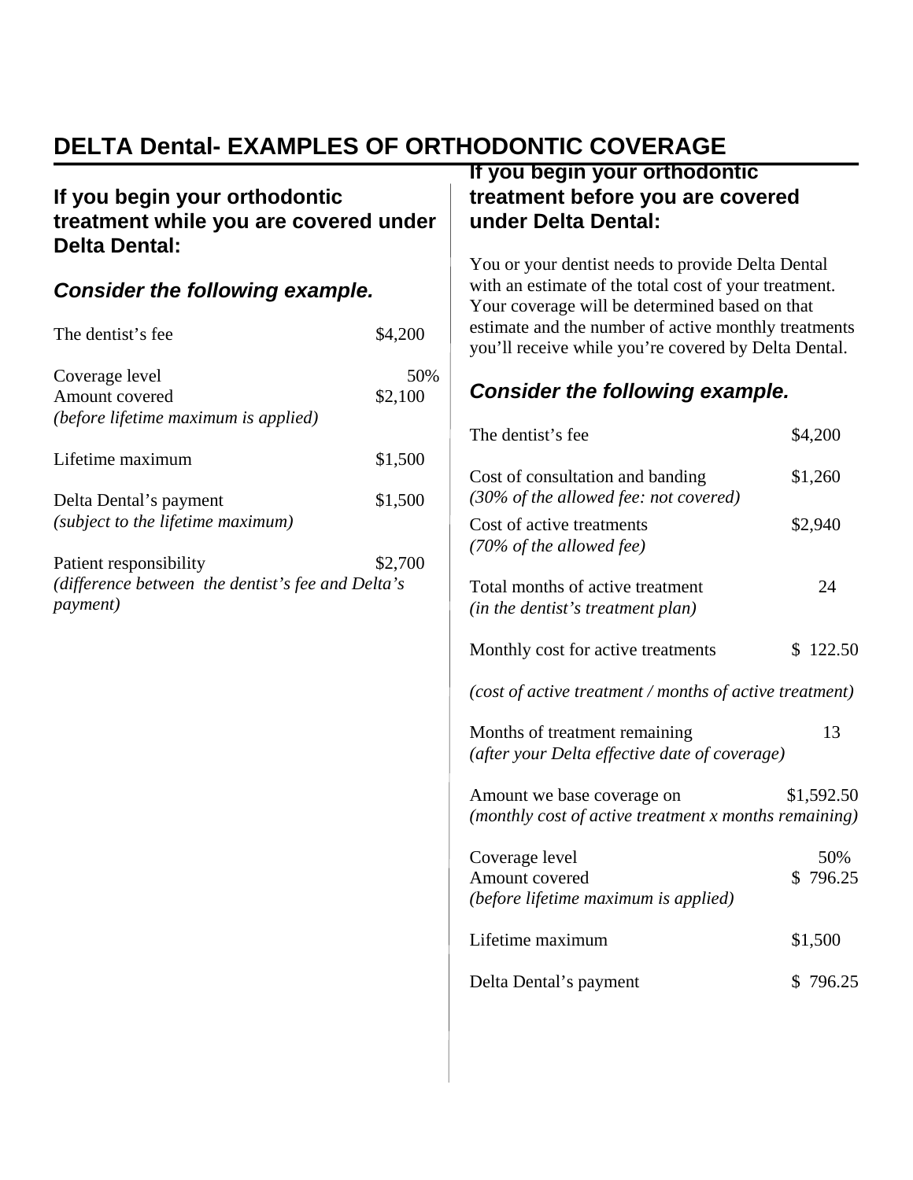# DELTA Dental- EXAMPLES OF ORTHODONTIC COVERAGE

## If you begin your orthodontic treatment while you are covered under Delta Dental:

### *Consider the following example.*

| | |
|---|---|
| The dentist's fee | $4,200 |
| Coverage level | 50% |
| Amount covered<br>*(before lifetime maximum is applied)* | $2,100 |
| Lifetime maximum | $1,500 |
| Delta Dental's payment<br>*(subject to the lifetime maximum)* | $1,500 |
| Patient responsibility<br>*(difference between the dentist's fee and Delta's payment)* | $2,700 |

## If you begin your orthodontic treatment before you are covered under Delta Dental:

You or your dentist needs to provide Delta Dental with an estimate of the total cost of your treatment. Your coverage will be determined based on that estimate and the number of active monthly treatments you'll receive while you're covered by Delta Dental.

### *Consider the following example.*

| | |
|---|---|
| The dentist's fee | $4,200 |
| Cost of consultation and banding<br>*(30% of the allowed fee: not covered)* | $1,260 |
| Cost of active treatments<br>*(70% of the allowed fee)* | $2,940 |
| Total months of active treatment<br>*(in the dentist's treatment plan)* | 24 |
| Monthly cost for active treatments<br>*(cost of active treatment / months of active treatment)* | $ 122.50 |
| Months of treatment remaining<br>*(after your Delta effective date of coverage)* | 13 |
| Amount we base coverage on<br>*(monthly cost of active treatment x months remaining)* | $1,592.50 |
| Coverage level | 50% |
| Amount covered<br>*(before lifetime maximum is applied)* | $ 796.25 |
| Lifetime maximum | $1,500 |
| Delta Dental's payment | $ 796.25 |